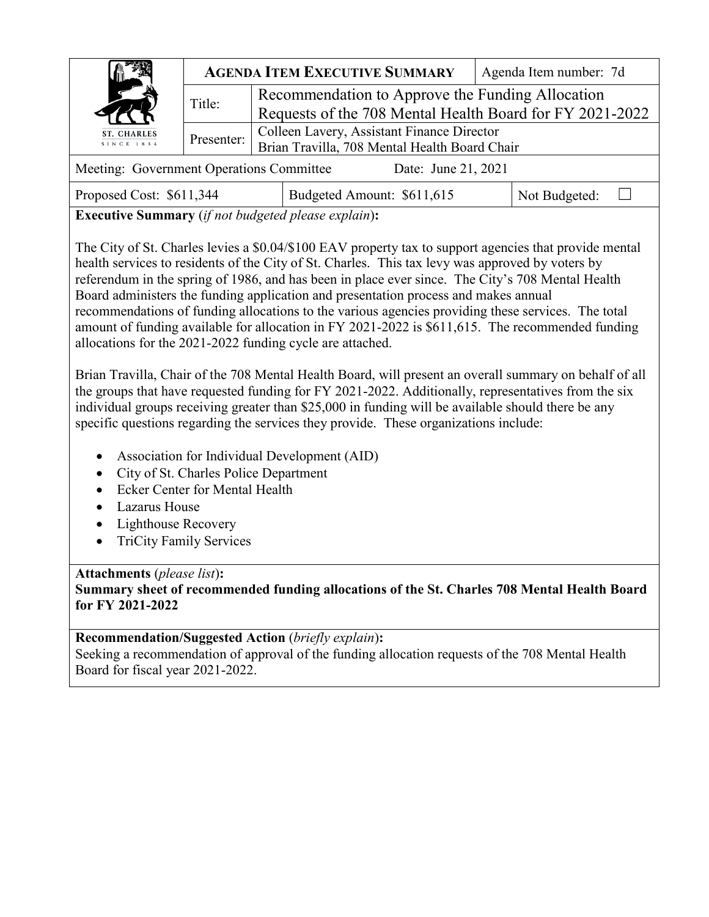| ST. CHARLES SINCE 1834 | **AGENDA ITEM EXECUTIVE SUMMARY** | | Agenda Item number: 7d |
|---|---|---|---|
| | Title: | Recommendation to Approve the Funding Allocation Requests of the 708 Mental Health Board for FY 2021-2022 | |
| | Presenter: | Colleen Lavery, Assistant Finance Director<br>Brian Travilla, 708 Mental Health Board Chair | |

| Meeting: Government Operations Committee | Date: June 21, 2021 | |
|---|---|---|
| Proposed Cost: $611,344 | Budgeted Amount: $611,615 | Not Budgeted: ☐ |

**Executive Summary** (*if not budgeted please explain*)**:**

The City of St. Charles levies a $0.04/$100 EAV property tax to support agencies that provide mental health services to residents of the City of St. Charles. This tax levy was approved by voters by referendum in the spring of 1986, and has been in place ever since. The City's 708 Mental Health Board administers the funding application and presentation process and makes annual recommendations of funding allocations to the various agencies providing these services. The total amount of funding available for allocation in FY 2021-2022 is $611,615. The recommended funding allocations for the 2021-2022 funding cycle are attached.

Brian Travilla, Chair of the 708 Mental Health Board, will present an overall summary on behalf of all the groups that have requested funding for FY 2021-2022. Additionally, representatives from the six individual groups receiving greater than $25,000 in funding will be available should there be any specific questions regarding the services they provide. These organizations include:

- Association for Individual Development (AID)
- City of St. Charles Police Department
- Ecker Center for Mental Health
- Lazarus House
- Lighthouse Recovery
- TriCity Family Services

**Attachments** (*please list*)**:**

**Summary sheet of recommended funding allocations of the St. Charles 708 Mental Health Board for FY 2021-2022**

**Recommendation/Suggested Action** (*briefly explain*)**:**

Seeking a recommendation of approval of the funding allocation requests of the 708 Mental Health Board for fiscal year 2021-2022.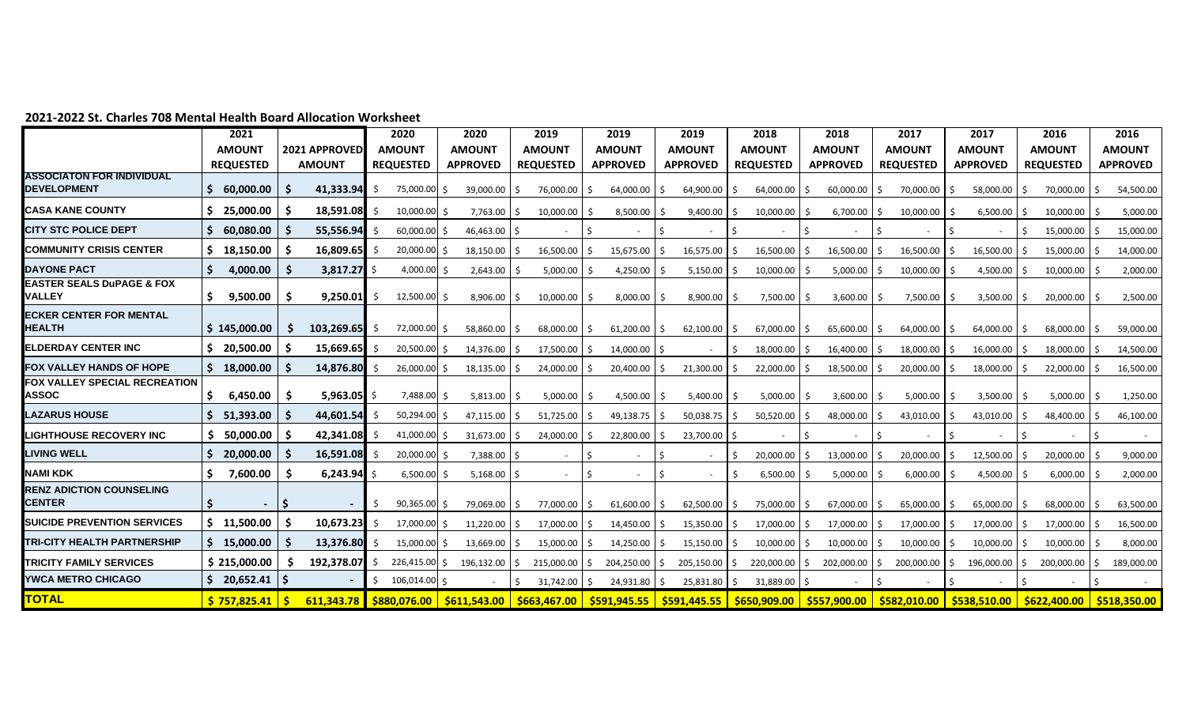## 2021-2022 St. Charles 708 Mental Health Board Allocation Worksheet

| | 2021 AMOUNT REQUESTED | 2021 APPROVED AMOUNT | 2020 AMOUNT REQUESTED | 2020 AMOUNT APPROVED | 2019 AMOUNT REQUESTED | 2019 AMOUNT APPROVED | 2019 AMOUNT APPROVED | 2018 AMOUNT REQUESTED | 2018 AMOUNT APPROVED | 2017 AMOUNT REQUESTED | 2017 AMOUNT APPROVED | 2016 AMOUNT REQUESTED | 2016 AMOUNT APPROVED |
|---|---|---|---|---|---|---|---|---|---|---|---|---|---|
| ASSOCIATON FOR INDIVIDUAL DEVELOPMENT | $ 60,000.00 | $ 41,333.94 | $ 75,000.00 | $ 39,000.00 | $ 76,000.00 | $ 64,000.00 | $ 64,900.00 | $ 64,000.00 | $ 60,000.00 | $ 70,000.00 | $ 58,000.00 | $ 70,000.00 | $ 54,500.00 |
| CASA KANE COUNTY | $ 25,000.00 | $ 18,591.08 | $ 10,000.00 | $ 7,763.00 | $ 10,000.00 | $ 8,500.00 | $ 9,400.00 | $ 10,000.00 | $ 6,700.00 | $ 10,000.00 | $ 6,500.00 | $ 10,000.00 | $ 5,000.00 |
| CITY STC POLICE DEPT | $ 60,080.00 | $ 55,556.94 | $ 60,000.00 | $ 46,463.00 | $ - | $ - | $ - | $ - | $ - | $ - | $ - | $ 15,000.00 | $ 15,000.00 |
| COMMUNITY CRISIS CENTER | $ 18,150.00 | $ 16,809.65 | $ 20,000.00 | $ 18,150.00 | $ 16,500.00 | $ 15,675.00 | $ 16,575.00 | $ 16,500.00 | $ 16,500.00 | $ 16,500.00 | $ 16,500.00 | $ 15,000.00 | $ 14,000.00 |
| DAYONE PACT | $ 4,000.00 | $ 3,817.27 | $ 4,000.00 | $ 2,643.00 | $ 5,000.00 | $ 4,250.00 | $ 5,150.00 | $ 10,000.00 | $ 5,000.00 | $ 10,000.00 | $ 4,500.00 | $ 10,000.00 | $ 2,000.00 |
| EASTER SEALS DuPAGE & FOX VALLEY | $ 9,500.00 | $ 9,250.01 | $ 12,500.00 | $ 8,906.00 | $ 10,000.00 | $ 8,000.00 | $ 8,900.00 | $ 7,500.00 | $ 3,600.00 | $ 7,500.00 | $ 3,500.00 | $ 20,000.00 | $ 2,500.00 |
| ECKER CENTER FOR MENTAL HEALTH | $ 145,000.00 | $ 103,269.65 | $ 72,000.00 | $ 58,860.00 | $ 68,000.00 | $ 61,200.00 | $ 62,100.00 | $ 67,000.00 | $ 65,600.00 | $ 64,000.00 | $ 64,000.00 | $ 68,000.00 | $ 59,000.00 |
| ELDERDAY CENTER INC | $ 20,500.00 | $ 15,669.65 | $ 20,500.00 | $ 14,376.00 | $ 17,500.00 | $ 14,000.00 | $ - | $ 18,000.00 | $ 16,400.00 | $ 18,000.00 | $ 16,000.00 | $ 18,000.00 | $ 14,500.00 |
| FOX VALLEY HANDS OF HOPE | $ 18,000.00 | $ 14,876.80 | $ 26,000.00 | $ 18,135.00 | $ 24,000.00 | $ 20,400.00 | $ 21,300.00 | $ 22,000.00 | $ 18,500.00 | $ 20,000.00 | $ 18,000.00 | $ 22,000.00 | $ 16,500.00 |
| FOX VALLEY SPECIAL RECREATION ASSOC | $ 6,450.00 | $ 5,963.05 | $ 7,488.00 | $ 5,813.00 | $ 5,000.00 | $ 4,500.00 | $ 5,400.00 | $ 5,000.00 | $ 3,600.00 | $ 5,000.00 | $ 3,500.00 | $ 5,000.00 | $ 1,250.00 |
| LAZARUS HOUSE | $ 51,393.00 | $ 44,601.54 | $ 50,294.00 | $ 47,115.00 | $ 51,725.00 | $ 49,138.75 | $ 50,038.75 | $ 50,520.00 | $ 48,000.00 | $ 43,010.00 | $ 43,010.00 | $ 48,400.00 | $ 46,100.00 |
| LIGHTHOUSE RECOVERY INC | $ 50,000.00 | $ 42,341.08 | $ 41,000.00 | $ 31,673.00 | $ 24,000.00 | $ 22,800.00 | $ 23,700.00 | $ - | $ - | $ - | $ - | $ - | $ - |
| LIVING WELL | $ 20,000.00 | $ 16,591.08 | $ 20,000.00 | $ 7,388.00 | $ - | $ - | $ - | $ 20,000.00 | $ 13,000.00 | $ 20,000.00 | $ 12,500.00 | $ 20,000.00 | $ 9,000.00 |
| NAMI KDK | $ 7,600.00 | $ 6,243.94 | $ 6,500.00 | $ 5,168.00 | $ - | $ - | $ - | $ 6,500.00 | $ 5,000.00 | $ 6,000.00 | $ 4,500.00 | $ 6,000.00 | $ 2,000.00 |
| RENZ ADICTION COUNSELING CENTER | $ - | $ - | $ 90,365.00 | $ 79,069.00 | $ 77,000.00 | $ 61,600.00 | $ 62,500.00 | $ 75,000.00 | $ 67,000.00 | $ 65,000.00 | $ 65,000.00 | $ 68,000.00 | $ 63,500.00 |
| SUICIDE PREVENTION SERVICES | $ 11,500.00 | $ 10,673.23 | $ 17,000.00 | $ 11,220.00 | $ 17,000.00 | $ 14,450.00 | $ 15,350.00 | $ 17,000.00 | $ 17,000.00 | $ 17,000.00 | $ 17,000.00 | $ 17,000.00 | $ 16,500.00 |
| TRI-CITY HEALTH PARTNERSHIP | $ 15,000.00 | $ 13,376.80 | $ 15,000.00 | $ 13,669.00 | $ 15,000.00 | $ 14,250.00 | $ 15,150.00 | $ 10,000.00 | $ 10,000.00 | $ 10,000.00 | $ 10,000.00 | $ 10,000.00 | $ 8,000.00 |
| TRICITY FAMILY SERVICES | $ 215,000.00 | $ 192,378.07 | $ 226,415.00 | $ 196,132.00 | $ 215,000.00 | $ 204,250.00 | $ 205,150.00 | $ 220,000.00 | $ 202,000.00 | $ 200,000.00 | $ 196,000.00 | $ 200,000.00 | $ 189,000.00 |
| YWCA METRO CHICAGO | $ 20,652.41 | $ - | $ 106,014.00 | $ - | $ 31,742.00 | $ 24,931.80 | $ 25,831.80 | $ 31,889.00 | $ - | $ - | $ - | $ - | $ - |
| **TOTAL** | **$ 757,825.41** | **$ 611,343.78** | **$880,076.00** | **$611,543.00** | **$663,467.00** | **$591,945.55** | **$591,445.55** | **$650,909.00** | **$557,900.00** | **$582,010.00** | **$538,510.00** | **$622,400.00** | **$518,350.00** |